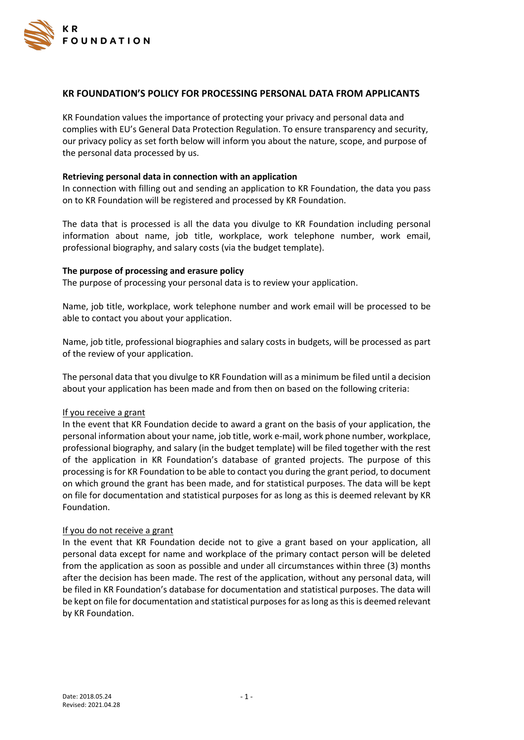# KR FOUNDATION'S POLICY FOR PROCESSING PERSONAL DATA FROM APPLICANTS

KR Foundation values the importance of protecting your privacy and personal data and complies with EU's General Data Protection Regulation. To ensure transparency and security, our privacy policy as set forth below will inform you about the nature, scope, and purpose of the personal data processed by us.

## Retrieving personal data in connection with an application

In connection with filling out and sending an application to KR Foundation, the data you pass on to KR Foundation will be registered and processed by KR Foundation.

The data that is processed is all the data you divulge to KR Foundation including personal information about name, job title, workplace, work telephone number, work email, professional biography, and salary costs (via the budget template).

## The purpose of processing and erasure policy

The purpose of processing your personal data is to review your application.

Name, job title, workplace, work telephone number and work email will be processed to be able to contact you about your application.

Name, job title, professional biographies and salary costs in budgets, will be processed as part of the review of your application.

The personal data that you divulge to KR Foundation will as a minimum be filed until a decision about your application has been made and from then on based on the following criteria:

### If you receive a grant

In the event that KR Foundation decide to award a grant on the basis of your application, the personal information about your name, job title, work e-mail, work phone number, workplace, professional biography, and salary (in the budget template) will be filed together with the rest of the application in KR Foundation's database of granted projects. The purpose of this processing is for KR Foundation to be able to contact you during the grant period, to document on which ground the grant has been made, and for statistical purposes. The data will be kept on file for documentation and statistical purposes for as long as this is deemed relevant by KR Foundation.

### If you do not receive a grant

In the event that KR Foundation decide not to give a grant based on your application, all personal data except for name and workplace of the primary contact person will be deleted from the application as soon as possible and under all circumstances within three (3) months after the decision has been made. The rest of the application, without any personal data, will be filed in KR Foundation's database for documentation and statistical purposes. The data will be kept on file for documentation and statistical purposes for as long as this is deemed relevant by KR Foundation.

Date: 2018.05.24
Revised: 2021.04.28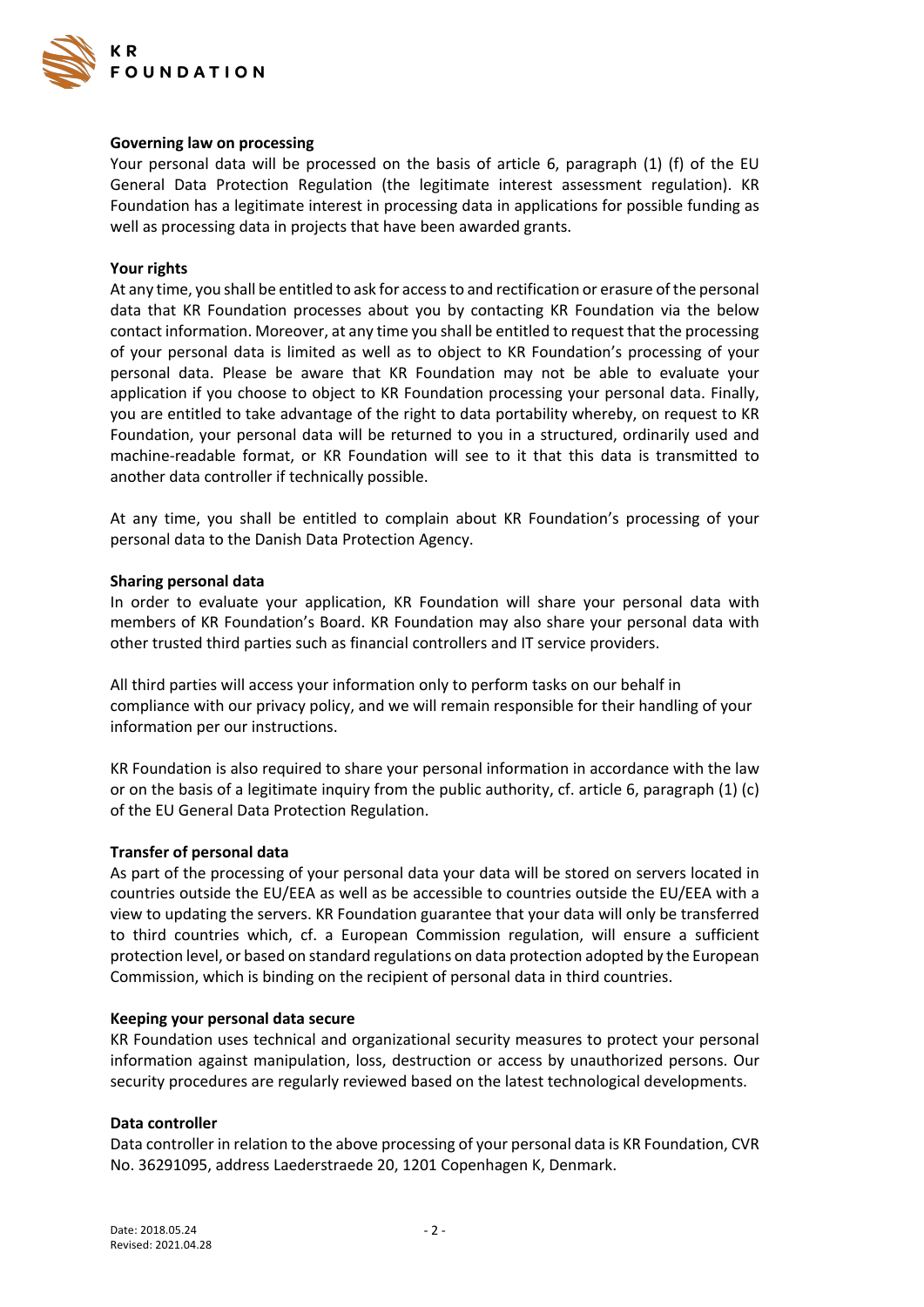**Governing law on processing**

Your personal data will be processed on the basis of article 6, paragraph (1) (f) of the EU General Data Protection Regulation (the legitimate interest assessment regulation). KR Foundation has a legitimate interest in processing data in applications for possible funding as well as processing data in projects that have been awarded grants.

**Your rights**

At any time, you shall be entitled to ask for access to and rectification or erasure of the personal data that KR Foundation processes about you by contacting KR Foundation via the below contact information. Moreover, at any time you shall be entitled to request that the processing of your personal data is limited as well as to object to KR Foundation's processing of your personal data. Please be aware that KR Foundation may not be able to evaluate your application if you choose to object to KR Foundation processing your personal data. Finally, you are entitled to take advantage of the right to data portability whereby, on request to KR Foundation, your personal data will be returned to you in a structured, ordinarily used and machine-readable format, or KR Foundation will see to it that this data is transmitted to another data controller if technically possible.

At any time, you shall be entitled to complain about KR Foundation's processing of your personal data to the Danish Data Protection Agency.

**Sharing personal data**

In order to evaluate your application, KR Foundation will share your personal data with members of KR Foundation's Board. KR Foundation may also share your personal data with other trusted third parties such as financial controllers and IT service providers.

All third parties will access your information only to perform tasks on our behalf in compliance with our privacy policy, and we will remain responsible for their handling of your information per our instructions.

KR Foundation is also required to share your personal information in accordance with the law or on the basis of a legitimate inquiry from the public authority, cf. article 6, paragraph (1) (c) of the EU General Data Protection Regulation.

**Transfer of personal data**

As part of the processing of your personal data your data will be stored on servers located in countries outside the EU/EEA as well as be accessible to countries outside the EU/EEA with a view to updating the servers. KR Foundation guarantee that your data will only be transferred to third countries which, cf. a European Commission regulation, will ensure a sufficient protection level, or based on standard regulations on data protection adopted by the European Commission, which is binding on the recipient of personal data in third countries.

**Keeping your personal data secure**

KR Foundation uses technical and organizational security measures to protect your personal information against manipulation, loss, destruction or access by unauthorized persons. Our security procedures are regularly reviewed based on the latest technological developments.

**Data controller**

Data controller in relation to the above processing of your personal data is KR Foundation, CVR No. 36291095, address Laederstraede 20, 1201 Copenhagen K, Denmark.

Date: 2018.05.24
Revised: 2021.04.28